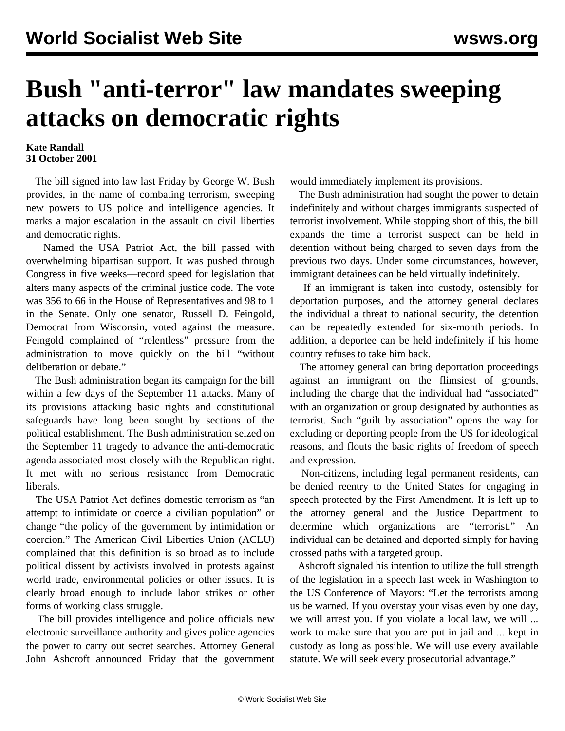# Bush "anti-terror" law mandates sweeping attacks on democratic rights

**Kate Randall**
**31 October 2001**

The bill signed into law last Friday by George W. Bush provides, in the name of combating terrorism, sweeping new powers to US police and intelligence agencies. It marks a major escalation in the assault on civil liberties and democratic rights.

Named the USA Patriot Act, the bill passed with overwhelming bipartisan support. It was pushed through Congress in five weeks—record speed for legislation that alters many aspects of the criminal justice code. The vote was 356 to 66 in the House of Representatives and 98 to 1 in the Senate. Only one senator, Russell D. Feingold, Democrat from Wisconsin, voted against the measure. Feingold complained of "relentless" pressure from the administration to move quickly on the bill "without deliberation or debate."

The Bush administration began its campaign for the bill within a few days of the September 11 attacks. Many of its provisions attacking basic rights and constitutional safeguards have long been sought by sections of the political establishment. The Bush administration seized on the September 11 tragedy to advance the anti-democratic agenda associated most closely with the Republican right. It met with no serious resistance from Democratic liberals.

The USA Patriot Act defines domestic terrorism as "an attempt to intimidate or coerce a civilian population" or change "the policy of the government by intimidation or coercion." The American Civil Liberties Union (ACLU) complained that this definition is so broad as to include political dissent by activists involved in protests against world trade, environmental policies or other issues. It is clearly broad enough to include labor strikes or other forms of working class struggle.

The bill provides intelligence and police officials new electronic surveillance authority and gives police agencies the power to carry out secret searches. Attorney General John Ashcroft announced Friday that the government would immediately implement its provisions.

The Bush administration had sought the power to detain indefinitely and without charges immigrants suspected of terrorist involvement. While stopping short of this, the bill expands the time a terrorist suspect can be held in detention without being charged to seven days from the previous two days. Under some circumstances, however, immigrant detainees can be held virtually indefinitely.

If an immigrant is taken into custody, ostensibly for deportation purposes, and the attorney general declares the individual a threat to national security, the detention can be repeatedly extended for six-month periods. In addition, a deportee can be held indefinitely if his home country refuses to take him back.

The attorney general can bring deportation proceedings against an immigrant on the flimsiest of grounds, including the charge that the individual had "associated" with an organization or group designated by authorities as terrorist. Such "guilt by association" opens the way for excluding or deporting people from the US for ideological reasons, and flouts the basic rights of freedom of speech and expression.

Non-citizens, including legal permanent residents, can be denied reentry to the United States for engaging in speech protected by the First Amendment. It is left up to the attorney general and the Justice Department to determine which organizations are "terrorist." An individual can be detained and deported simply for having crossed paths with a targeted group.

Ashcroft signaled his intention to utilize the full strength of the legislation in a speech last week in Washington to the US Conference of Mayors: "Let the terrorists among us be warned. If you overstay your visas even by one day, we will arrest you. If you violate a local law, we will ... work to make sure that you are put in jail and ... kept in custody as long as possible. We will use every available statute. We will seek every prosecutorial advantage."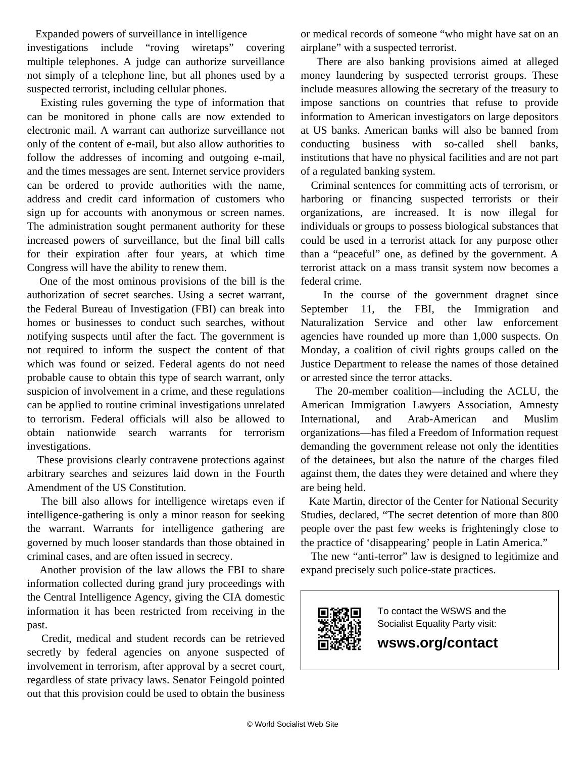Expanded powers of surveillance in intelligence investigations include "roving wiretaps" covering multiple telephones. A judge can authorize surveillance not simply of a telephone line, but all phones used by a suspected terrorist, including cellular phones.

Existing rules governing the type of information that can be monitored in phone calls are now extended to electronic mail. A warrant can authorize surveillance not only of the content of e-mail, but also allow authorities to follow the addresses of incoming and outgoing e-mail, and the times messages are sent. Internet service providers can be ordered to provide authorities with the name, address and credit card information of customers who sign up for accounts with anonymous or screen names. The administration sought permanent authority for these increased powers of surveillance, but the final bill calls for their expiration after four years, at which time Congress will have the ability to renew them.

One of the most ominous provisions of the bill is the authorization of secret searches. Using a secret warrant, the Federal Bureau of Investigation (FBI) can break into homes or businesses to conduct such searches, without notifying suspects until after the fact. The government is not required to inform the suspect the content of that which was found or seized. Federal agents do not need probable cause to obtain this type of search warrant, only suspicion of involvement in a crime, and these regulations can be applied to routine criminal investigations unrelated to terrorism. Federal officials will also be allowed to obtain nationwide search warrants for terrorism investigations.

These provisions clearly contravene protections against arbitrary searches and seizures laid down in the Fourth Amendment of the US Constitution.

The bill also allows for intelligence wiretaps even if intelligence-gathering is only a minor reason for seeking the warrant. Warrants for intelligence gathering are governed by much looser standards than those obtained in criminal cases, and are often issued in secrecy.

Another provision of the law allows the FBI to share information collected during grand jury proceedings with the Central Intelligence Agency, giving the CIA domestic information it has been restricted from receiving in the past.

Credit, medical and student records can be retrieved secretly by federal agencies on anyone suspected of involvement in terrorism, after approval by a secret court, regardless of state privacy laws. Senator Feingold pointed out that this provision could be used to obtain the business or medical records of someone "who might have sat on an airplane" with a suspected terrorist.

There are also banking provisions aimed at alleged money laundering by suspected terrorist groups. These include measures allowing the secretary of the treasury to impose sanctions on countries that refuse to provide information to American investigators on large depositors at US banks. American banks will also be banned from conducting business with so-called shell banks, institutions that have no physical facilities and are not part of a regulated banking system.

Criminal sentences for committing acts of terrorism, or harboring or financing suspected terrorists or their organizations, are increased. It is now illegal for individuals or groups to possess biological substances that could be used in a terrorist attack for any purpose other than a "peaceful" one, as defined by the government. A terrorist attack on a mass transit system now becomes a federal crime.

In the course of the government dragnet since September 11, the FBI, the Immigration and Naturalization Service and other law enforcement agencies have rounded up more than 1,000 suspects. On Monday, a coalition of civil rights groups called on the Justice Department to release the names of those detained or arrested since the terror attacks.

The 20-member coalition—including the ACLU, the American Immigration Lawyers Association, Amnesty International, and Arab-American and Muslim organizations—has filed a Freedom of Information request demanding the government release not only the identities of the detainees, but also the nature of the charges filed against them, the dates they were detained and where they are being held.

Kate Martin, director of the Center for National Security Studies, declared, "The secret detention of more than 800 people over the past few weeks is frighteningly close to the practice of 'disappearing' people in Latin America."

The new "anti-terror" law is designed to legitimize and expand precisely such police-state practices.

To contact the WSWS and the Socialist Equality Party visit:

**wsws.org/contact**